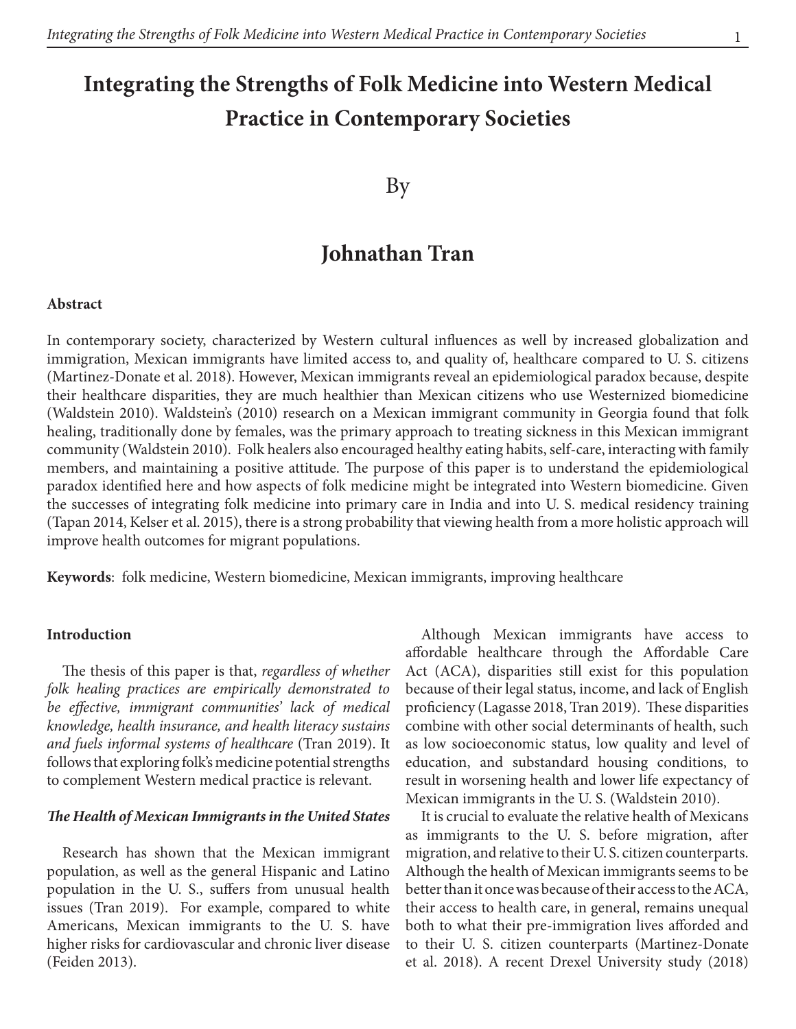# Integrating the Strengths of Folk Medicine into Western Medical Practice in Contemporary Societies

By

## Johnathan Tran

**Abstract**

In contemporary society, characterized by Western cultural influences as well by increased globalization and immigration, Mexican immigrants have limited access to, and quality of, healthcare compared to U. S. citizens (Martinez-Donate et al. 2018). However, Mexican immigrants reveal an epidemiological paradox because, despite their healthcare disparities, they are much healthier than Mexican citizens who use Westernized biomedicine (Waldstein 2010). Waldstein's (2010) research on a Mexican immigrant community in Georgia found that folk healing, traditionally done by females, was the primary approach to treating sickness in this Mexican immigrant community (Waldstein 2010). Folk healers also encouraged healthy eating habits, self-care, interacting with family members, and maintaining a positive attitude. The purpose of this paper is to understand the epidemiological paradox identified here and how aspects of folk medicine might be integrated into Western biomedicine. Given the successes of integrating folk medicine into primary care in India and into U. S. medical residency training (Tapan 2014, Kelser et al. 2015), there is a strong probability that viewing health from a more holistic approach will improve health outcomes for migrant populations.

**Keywords**: folk medicine, Western biomedicine, Mexican immigrants, improving healthcare

**Introduction**

The thesis of this paper is that, *regardless of whether folk healing practices are empirically demonstrated to be effective, immigrant communities' lack of medical knowledge, health insurance, and health literacy sustains and fuels informal systems of healthcare* (Tran 2019). It follows that exploring folk's medicine potential strengths to complement Western medical practice is relevant.

***The Health of Mexican Immigrants in the United States***

Research has shown that the Mexican immigrant population, as well as the general Hispanic and Latino population in the U. S., suffers from unusual health issues (Tran 2019). For example, compared to white Americans, Mexican immigrants to the U. S. have higher risks for cardiovascular and chronic liver disease (Feiden 2013).

Although Mexican immigrants have access to affordable healthcare through the Affordable Care Act (ACA), disparities still exist for this population because of their legal status, income, and lack of English proficiency (Lagasse 2018, Tran 2019). These disparities combine with other social determinants of health, such as low socioeconomic status, low quality and level of education, and substandard housing conditions, to result in worsening health and lower life expectancy of Mexican immigrants in the U. S. (Waldstein 2010).

It is crucial to evaluate the relative health of Mexicans as immigrants to the U. S. before migration, after migration, and relative to their U. S. citizen counterparts. Although the health of Mexican immigrants seems to be better than it once was because of their access to the ACA, their access to health care, in general, remains unequal both to what their pre-immigration lives afforded and to their U. S. citizen counterparts (Martinez-Donate et al. 2018). A recent Drexel University study (2018)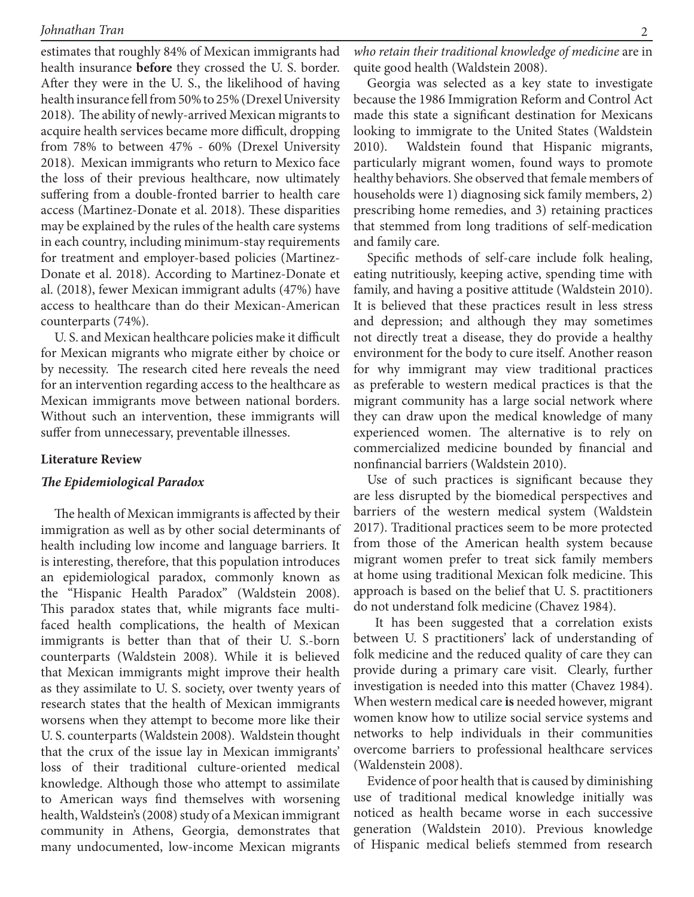estimates that roughly 84% of Mexican immigrants had health insurance **before** they crossed the U. S. border. After they were in the U. S., the likelihood of having health insurance fell from 50% to 25% (Drexel University 2018). The ability of newly-arrived Mexican migrants to acquire health services became more difficult, dropping from 78% to between 47% - 60% (Drexel University 2018). Mexican immigrants who return to Mexico face the loss of their previous healthcare, now ultimately suffering from a double-fronted barrier to health care access (Martinez-Donate et al. 2018). These disparities may be explained by the rules of the health care systems in each country, including minimum-stay requirements for treatment and employer-based policies (Martinez-Donate et al. 2018). According to Martinez-Donate et al. (2018), fewer Mexican immigrant adults (47%) have access to healthcare than do their Mexican-American counterparts (74%).

U. S. and Mexican healthcare policies make it difficult for Mexican migrants who migrate either by choice or by necessity. The research cited here reveals the need for an intervention regarding access to the healthcare as Mexican immigrants move between national borders. Without such an intervention, these immigrants will suffer from unnecessary, preventable illnesses.

## Literature Review

### *The Epidemiological Paradox*

The health of Mexican immigrants is affected by their immigration as well as by other social determinants of health including low income and language barriers. It is interesting, therefore, that this population introduces an epidemiological paradox, commonly known as the "Hispanic Health Paradox" (Waldstein 2008). This paradox states that, while migrants face multi-faced health complications, the health of Mexican immigrants is better than that of their U. S.-born counterparts (Waldstein 2008). While it is believed that Mexican immigrants might improve their health as they assimilate to U. S. society, over twenty years of research states that the health of Mexican immigrants worsens when they attempt to become more like their U. S. counterparts (Waldstein 2008). Waldstein thought that the crux of the issue lay in Mexican immigrants' loss of their traditional culture-oriented medical knowledge. Although those who attempt to assimilate to American ways find themselves with worsening health, Waldstein's (2008) study of a Mexican immigrant community in Athens, Georgia, demonstrates that many undocumented, low-income Mexican migrants *who retain their traditional knowledge of medicine* are in quite good health (Waldstein 2008).

Georgia was selected as a key state to investigate because the 1986 Immigration Reform and Control Act made this state a significant destination for Mexicans looking to immigrate to the United States (Waldstein 2010). Waldstein found that Hispanic migrants, particularly migrant women, found ways to promote healthy behaviors. She observed that female members of households were 1) diagnosing sick family members, 2) prescribing home remedies, and 3) retaining practices that stemmed from long traditions of self-medication and family care.

Specific methods of self-care include folk healing, eating nutritiously, keeping active, spending time with family, and having a positive attitude (Waldstein 2010). It is believed that these practices result in less stress and depression; and although they may sometimes not directly treat a disease, they do provide a healthy environment for the body to cure itself. Another reason for why immigrant may view traditional practices as preferable to western medical practices is that the migrant community has a large social network where they can draw upon the medical knowledge of many experienced women. The alternative is to rely on commercialized medicine bounded by financial and nonfinancial barriers (Waldstein 2010).

Use of such practices is significant because they are less disrupted by the biomedical perspectives and barriers of the western medical system (Waldstein 2017). Traditional practices seem to be more protected from those of the American health system because migrant women prefer to treat sick family members at home using traditional Mexican folk medicine. This approach is based on the belief that U. S. practitioners do not understand folk medicine (Chavez 1984).

It has been suggested that a correlation exists between U. S practitioners' lack of understanding of folk medicine and the reduced quality of care they can provide during a primary care visit. Clearly, further investigation is needed into this matter (Chavez 1984). When western medical care **is** needed however, migrant women know how to utilize social service systems and networks to help individuals in their communities overcome barriers to professional healthcare services (Waldenstein 2008).

Evidence of poor health that is caused by diminishing use of traditional medical knowledge initially was noticed as health became worse in each successive generation (Waldstein 2010). Previous knowledge of Hispanic medical beliefs stemmed from research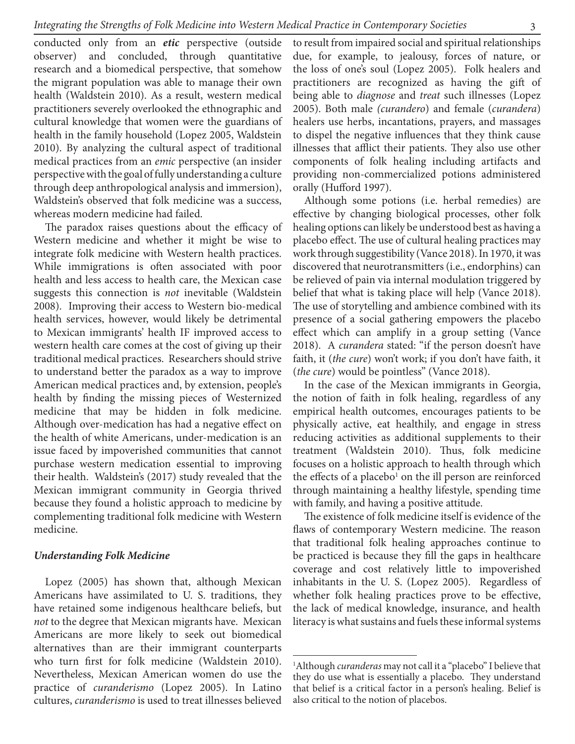conducted only from an ***etic*** perspective (outside observer) and concluded, through quantitative research and a biomedical perspective, that somehow the migrant population was able to manage their own health (Waldstein 2010). As a result, western medical practitioners severely overlooked the ethnographic and cultural knowledge that women were the guardians of health in the family household (Lopez 2005, Waldstein 2010). By analyzing the cultural aspect of traditional medical practices from an *emic* perspective (an insider perspective with the goal of fully understanding a culture through deep anthropological analysis and immersion), Waldstein's observed that folk medicine was a success, whereas modern medicine had failed.

The paradox raises questions about the efficacy of Western medicine and whether it might be wise to integrate folk medicine with Western health practices. While immigrations is often associated with poor health and less access to health care, the Mexican case suggests this connection is *not* inevitable (Waldstein 2008). Improving their access to Western bio-medical health services, however, would likely be detrimental to Mexican immigrants' health IF improved access to western health care comes at the cost of giving up their traditional medical practices. Researchers should strive to understand better the paradox as a way to improve American medical practices and, by extension, people's health by finding the missing pieces of Westernized medicine that may be hidden in folk medicine. Although over-medication has had a negative effect on the health of white Americans, under-medication is an issue faced by impoverished communities that cannot purchase western medication essential to improving their health. Waldstein's (2017) study revealed that the Mexican immigrant community in Georgia thrived because they found a holistic approach to medicine by complementing traditional folk medicine with Western medicine.

### *Understanding Folk Medicine*

Lopez (2005) has shown that, although Mexican Americans have assimilated to U. S. traditions, they have retained some indigenous healthcare beliefs, but *not* to the degree that Mexican migrants have. Mexican Americans are more likely to seek out biomedical alternatives than are their immigrant counterparts who turn first for folk medicine (Waldstein 2010). Nevertheless, Mexican American women do use the practice of *curanderismo* (Lopez 2005). In Latino cultures, *curanderismo* is used to treat illnesses believed to result from impaired social and spiritual relationships due, for example, to jealousy, forces of nature, or the loss of one's soul (Lopez 2005). Folk healers and practitioners are recognized as having the gift of being able to *diagnose* and *treat* such illnesses (Lopez 2005). Both male *(curandero*) and female (*curandera*) healers use herbs, incantations, prayers, and massages to dispel the negative influences that they think cause illnesses that afflict their patients. They also use other components of folk healing including artifacts and providing non-commercialized potions administered orally (Hufford 1997).

Although some potions (i.e. herbal remedies) are effective by changing biological processes, other folk healing options can likely be understood best as having a placebo effect. The use of cultural healing practices may work through suggestibility (Vance 2018). In 1970, it was discovered that neurotransmitters (i.e., endorphins) can be relieved of pain via internal modulation triggered by belief that what is taking place will help (Vance 2018). The use of storytelling and ambience combined with its presence of a social gathering empowers the placebo effect which can amplify in a group setting (Vance 2018). A *curandera* stated: "if the person doesn't have faith, it (*the cure*) won't work; if you don't have faith, it (*the cure*) would be pointless" (Vance 2018).

In the case of the Mexican immigrants in Georgia, the notion of faith in folk healing, regardless of any empirical health outcomes, encourages patients to be physically active, eat healthily, and engage in stress reducing activities as additional supplements to their treatment (Waldstein 2010). Thus, folk medicine focuses on a holistic approach to health through which the effects of a placebo[1] on the ill person are reinforced through maintaining a healthy lifestyle, spending time with family, and having a positive attitude.

The existence of folk medicine itself is evidence of the flaws of contemporary Western medicine. The reason that traditional folk healing approaches continue to be practiced is because they fill the gaps in healthcare coverage and cost relatively little to impoverished inhabitants in the U. S. (Lopez 2005). Regardless of whether folk healing practices prove to be effective, the lack of medical knowledge, insurance, and health literacy is what sustains and fuels these informal systems

---

[1]Although *curanderas* may not call it a "placebo" I believe that they do use what is essentially a placebo. They understand that belief is a critical factor in a person's healing. Belief is also critical to the notion of placebos.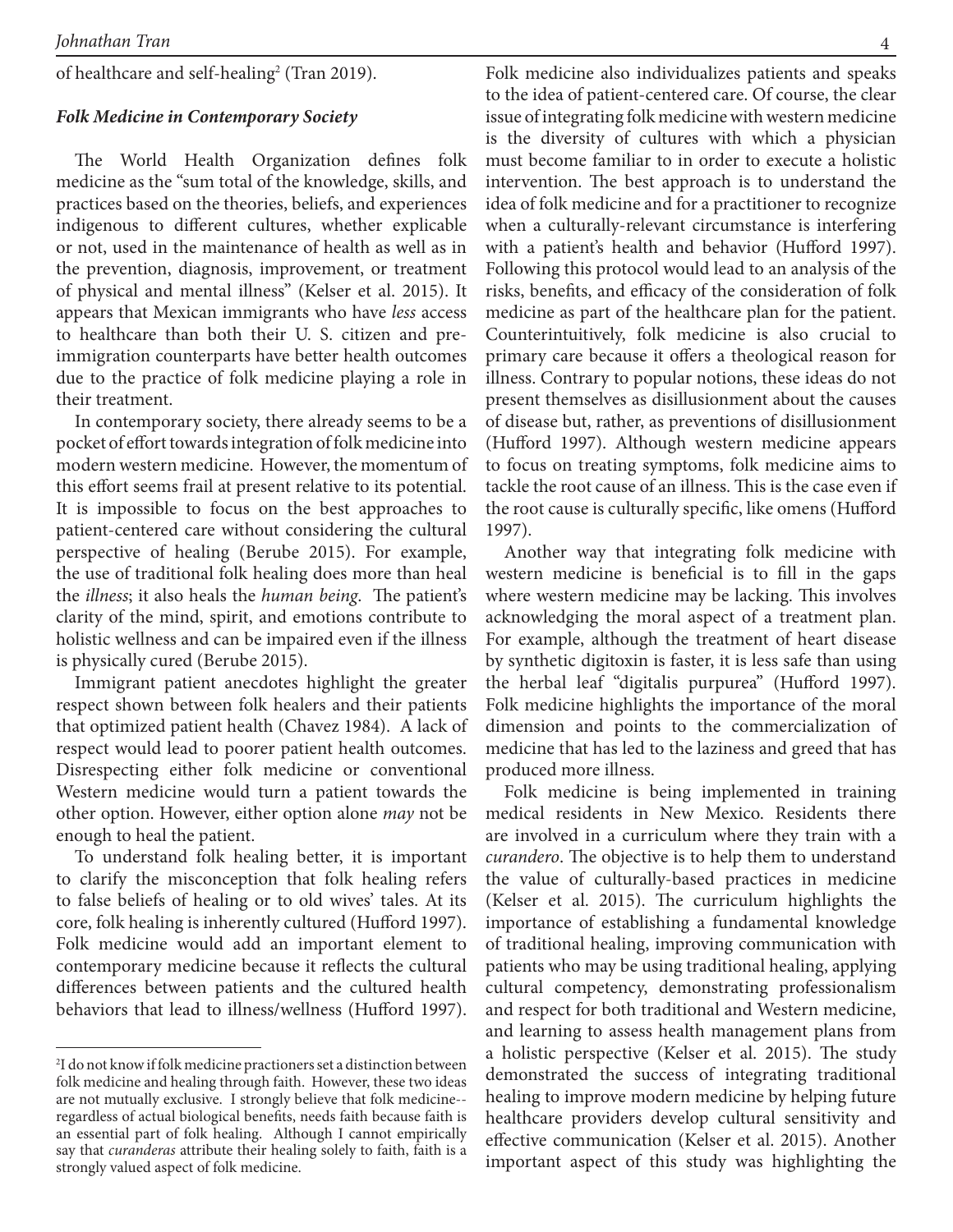of healthcare and self-healing[2] (Tran 2019).

### *Folk Medicine in Contemporary Society*

The World Health Organization defines folk medicine as the "sum total of the knowledge, skills, and practices based on the theories, beliefs, and experiences indigenous to different cultures, whether explicable or not, used in the maintenance of health as well as in the prevention, diagnosis, improvement, or treatment of physical and mental illness" (Kelser et al. 2015). It appears that Mexican immigrants who have *less* access to healthcare than both their U. S. citizen and pre-immigration counterparts have better health outcomes due to the practice of folk medicine playing a role in their treatment.

In contemporary society, there already seems to be a pocket of effort towards integration of folk medicine into modern western medicine. However, the momentum of this effort seems frail at present relative to its potential. It is impossible to focus on the best approaches to patient-centered care without considering the cultural perspective of healing (Berube 2015). For example, the use of traditional folk healing does more than heal the *illness*; it also heals the *human being*. The patient's clarity of the mind, spirit, and emotions contribute to holistic wellness and can be impaired even if the illness is physically cured (Berube 2015).

Immigrant patient anecdotes highlight the greater respect shown between folk healers and their patients that optimized patient health (Chavez 1984). A lack of respect would lead to poorer patient health outcomes. Disrespecting either folk medicine or conventional Western medicine would turn a patient towards the other option. However, either option alone *may* not be enough to heal the patient.

To understand folk healing better, it is important to clarify the misconception that folk healing refers to false beliefs of healing or to old wives' tales. At its core, folk healing is inherently cultured (Hufford 1997). Folk medicine would add an important element to contemporary medicine because it reflects the cultural differences between patients and the cultured health behaviors that lead to illness/wellness (Hufford 1997). Folk medicine also individualizes patients and speaks to the idea of patient-centered care. Of course, the clear issue of integrating folk medicine with western medicine is the diversity of cultures with which a physician must become familiar to in order to execute a holistic intervention. The best approach is to understand the idea of folk medicine and for a practitioner to recognize when a culturally-relevant circumstance is interfering with a patient's health and behavior (Hufford 1997). Following this protocol would lead to an analysis of the risks, benefits, and efficacy of the consideration of folk medicine as part of the healthcare plan for the patient. Counterintuitively, folk medicine is also crucial to primary care because it offers a theological reason for illness. Contrary to popular notions, these ideas do not present themselves as disillusionment about the causes of disease but, rather, as preventions of disillusionment (Hufford 1997). Although western medicine appears to focus on treating symptoms, folk medicine aims to tackle the root cause of an illness. This is the case even if the root cause is culturally specific, like omens (Hufford 1997).

Another way that integrating folk medicine with western medicine is beneficial is to fill in the gaps where western medicine may be lacking. This involves acknowledging the moral aspect of a treatment plan. For example, although the treatment of heart disease by synthetic digitoxin is faster, it is less safe than using the herbal leaf "digitalis purpurea" (Hufford 1997). Folk medicine highlights the importance of the moral dimension and points to the commercialization of medicine that has led to the laziness and greed that has produced more illness.

Folk medicine is being implemented in training medical residents in New Mexico. Residents there are involved in a curriculum where they train with a *curandero*. The objective is to help them to understand the value of culturally-based practices in medicine (Kelser et al. 2015). The curriculum highlights the importance of establishing a fundamental knowledge of traditional healing, improving communication with patients who may be using traditional healing, applying cultural competency, demonstrating professionalism and respect for both traditional and Western medicine, and learning to assess health management plans from a holistic perspective (Kelser et al. 2015). The study demonstrated the success of integrating traditional healing to improve modern medicine by helping future healthcare providers develop cultural sensitivity and effective communication (Kelser et al. 2015). Another important aspect of this study was highlighting the

---

[2] I do not know if folk medicine practioners set a distinction between folk medicine and healing through faith. However, these two ideas are not mutually exclusive. I strongly believe that folk medicine--regardless of actual biological benefits, needs faith because faith is an essential part of folk healing. Although I cannot empirically say that *curanderas* attribute their healing solely to faith, faith is a strongly valued aspect of folk medicine.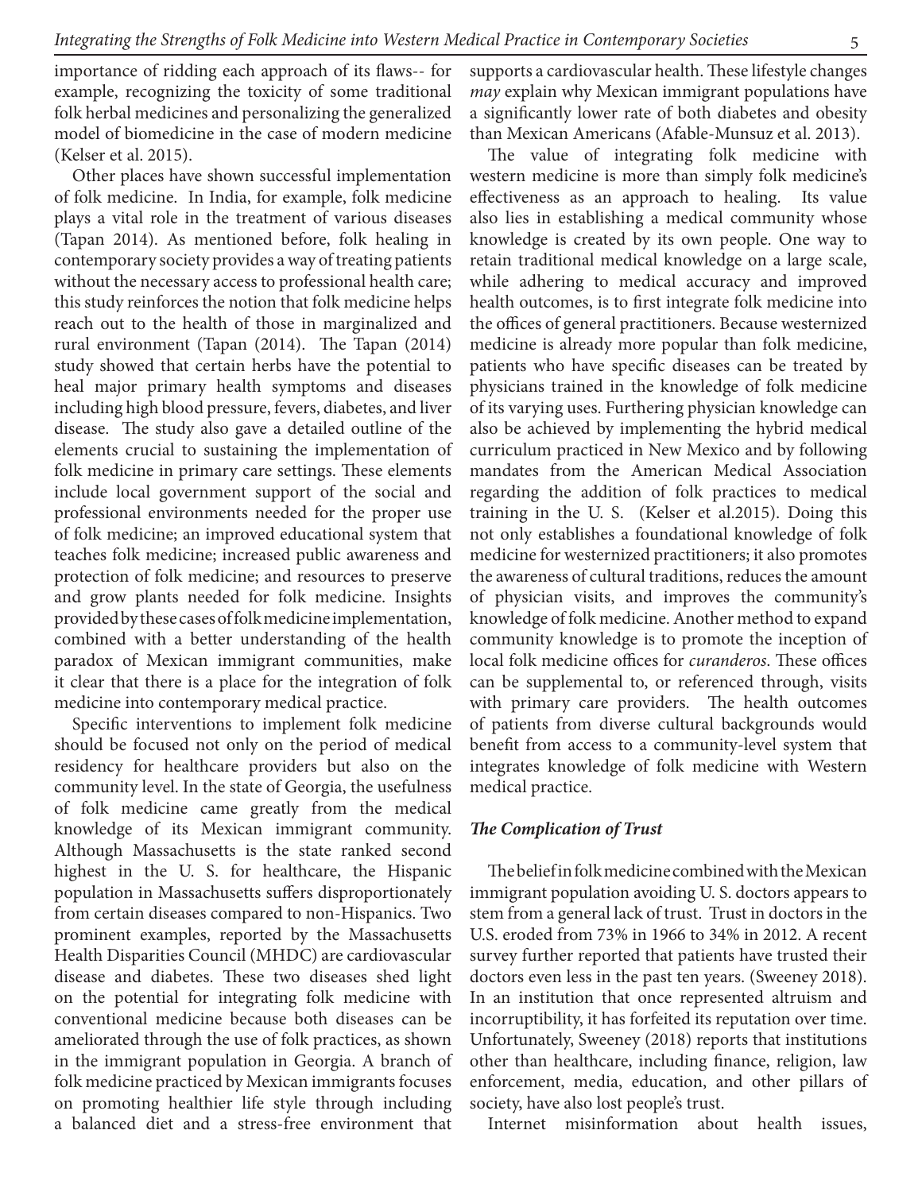importance of ridding each approach of its flaws-- for example, recognizing the toxicity of some traditional folk herbal medicines and personalizing the generalized model of biomedicine in the case of modern medicine (Kelser et al. 2015).

Other places have shown successful implementation of folk medicine. In India, for example, folk medicine plays a vital role in the treatment of various diseases (Tapan 2014). As mentioned before, folk healing in contemporary society provides a way of treating patients without the necessary access to professional health care; this study reinforces the notion that folk medicine helps reach out to the health of those in marginalized and rural environment (Tapan (2014). The Tapan (2014) study showed that certain herbs have the potential to heal major primary health symptoms and diseases including high blood pressure, fevers, diabetes, and liver disease. The study also gave a detailed outline of the elements crucial to sustaining the implementation of folk medicine in primary care settings. These elements include local government support of the social and professional environments needed for the proper use of folk medicine; an improved educational system that teaches folk medicine; increased public awareness and protection of folk medicine; and resources to preserve and grow plants needed for folk medicine. Insights provided by these cases of folk medicine implementation, combined with a better understanding of the health paradox of Mexican immigrant communities, make it clear that there is a place for the integration of folk medicine into contemporary medical practice.

Specific interventions to implement folk medicine should be focused not only on the period of medical residency for healthcare providers but also on the community level. In the state of Georgia, the usefulness of folk medicine came greatly from the medical knowledge of its Mexican immigrant community. Although Massachusetts is the state ranked second highest in the U. S. for healthcare, the Hispanic population in Massachusetts suffers disproportionately from certain diseases compared to non-Hispanics. Two prominent examples, reported by the Massachusetts Health Disparities Council (MHDC) are cardiovascular disease and diabetes. These two diseases shed light on the potential for integrating folk medicine with conventional medicine because both diseases can be ameliorated through the use of folk practices, as shown in the immigrant population in Georgia. A branch of folk medicine practiced by Mexican immigrants focuses on promoting healthier life style through including a balanced diet and a stress-free environment that supports a cardiovascular health. These lifestyle changes *may* explain why Mexican immigrant populations have a significantly lower rate of both diabetes and obesity than Mexican Americans (Afable-Munsuz et al. 2013).

The value of integrating folk medicine with western medicine is more than simply folk medicine's effectiveness as an approach to healing. Its value also lies in establishing a medical community whose knowledge is created by its own people. One way to retain traditional medical knowledge on a large scale, while adhering to medical accuracy and improved health outcomes, is to first integrate folk medicine into the offices of general practitioners. Because westernized medicine is already more popular than folk medicine, patients who have specific diseases can be treated by physicians trained in the knowledge of folk medicine of its varying uses. Furthering physician knowledge can also be achieved by implementing the hybrid medical curriculum practiced in New Mexico and by following mandates from the American Medical Association regarding the addition of folk practices to medical training in the U. S. (Kelser et al.2015). Doing this not only establishes a foundational knowledge of folk medicine for westernized practitioners; it also promotes the awareness of cultural traditions, reduces the amount of physician visits, and improves the community's knowledge of folk medicine. Another method to expand community knowledge is to promote the inception of local folk medicine offices for *curanderos*. These offices can be supplemental to, or referenced through, visits with primary care providers. The health outcomes of patients from diverse cultural backgrounds would benefit from access to a community-level system that integrates knowledge of folk medicine with Western medical practice.

### *The Complication of Trust*

The belief in folk medicine combined with the Mexican immigrant population avoiding U. S. doctors appears to stem from a general lack of trust. Trust in doctors in the U.S. eroded from 73% in 1966 to 34% in 2012. A recent survey further reported that patients have trusted their doctors even less in the past ten years. (Sweeney 2018). In an institution that once represented altruism and incorruptibility, it has forfeited its reputation over time. Unfortunately, Sweeney (2018) reports that institutions other than healthcare, including finance, religion, law enforcement, media, education, and other pillars of society, have also lost people's trust.

Internet misinformation about health issues,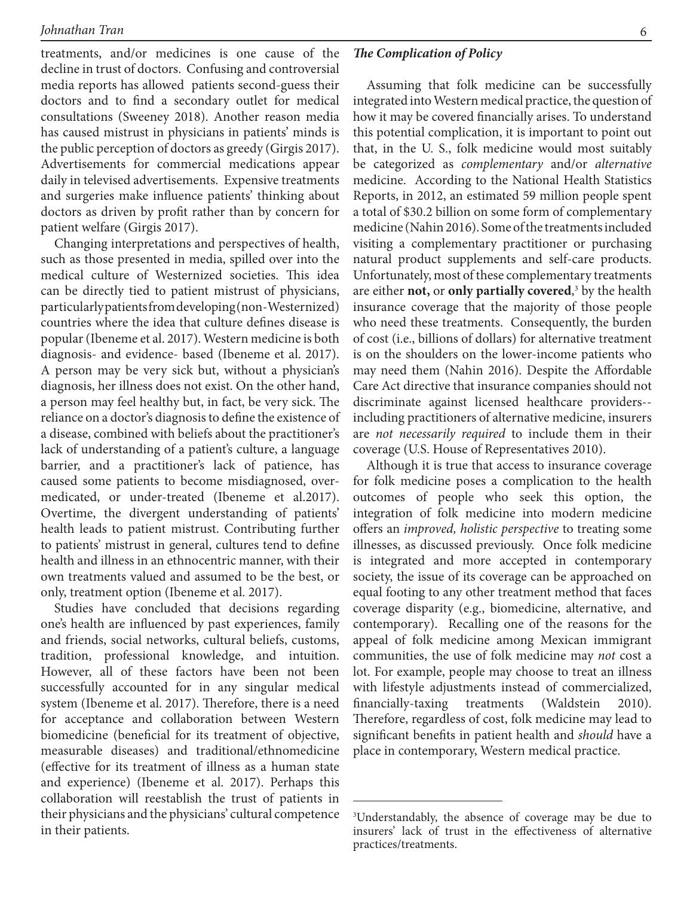treatments, and/or medicines is one cause of the decline in trust of doctors. Confusing and controversial media reports has allowed patients second-guess their doctors and to find a secondary outlet for medical consultations (Sweeney 2018). Another reason media has caused mistrust in physicians in patients' minds is the public perception of doctors as greedy (Girgis 2017). Advertisements for commercial medications appear daily in televised advertisements. Expensive treatments and surgeries make influence patients' thinking about doctors as driven by profit rather than by concern for patient welfare (Girgis 2017).

Changing interpretations and perspectives of health, such as those presented in media, spilled over into the medical culture of Westernized societies. This idea can be directly tied to patient mistrust of physicians, particularly patients from developing (non-Westernized) countries where the idea that culture defines disease is popular (Ibeneme et al. 2017). Western medicine is both diagnosis- and evidence- based (Ibeneme et al. 2017). A person may be very sick but, without a physician's diagnosis, her illness does not exist. On the other hand, a person may feel healthy but, in fact, be very sick. The reliance on a doctor's diagnosis to define the existence of a disease, combined with beliefs about the practitioner's lack of understanding of a patient's culture, a language barrier, and a practitioner's lack of patience, has caused some patients to become misdiagnosed, over-medicated, or under-treated (Ibeneme et al.2017). Overtime, the divergent understanding of patients' health leads to patient mistrust. Contributing further to patients' mistrust in general, cultures tend to define health and illness in an ethnocentric manner, with their own treatments valued and assumed to be the best, or only, treatment option (Ibeneme et al. 2017).

Studies have concluded that decisions regarding one's health are influenced by past experiences, family and friends, social networks, cultural beliefs, customs, tradition, professional knowledge, and intuition. However, all of these factors have been not been successfully accounted for in any singular medical system (Ibeneme et al. 2017). Therefore, there is a need for acceptance and collaboration between Western biomedicine (beneficial for its treatment of objective, measurable diseases) and traditional/ethnomedicine (effective for its treatment of illness as a human state and experience) (Ibeneme et al. 2017). Perhaps this collaboration will reestablish the trust of patients in their physicians and the physicians' cultural competence in their patients.

### *The Complication of Policy*

Assuming that folk medicine can be successfully integrated into Western medical practice, the question of how it may be covered financially arises. To understand this potential complication, it is important to point out that, in the U. S., folk medicine would most suitably be categorized as *complementary* and/or *alternative* medicine. According to the National Health Statistics Reports, in 2012, an estimated 59 million people spent a total of $30.2 billion on some form of complementary medicine (Nahin 2016). Some of the treatments included visiting a complementary practitioner or purchasing natural product supplements and self-care products. Unfortunately, most of these complementary treatments are either **not,** or **only partially covered**,[3] by the health insurance coverage that the majority of those people who need these treatments. Consequently, the burden of cost (i.e., billions of dollars) for alternative treatment is on the shoulders on the lower-income patients who may need them (Nahin 2016). Despite the Affordable Care Act directive that insurance companies should not discriminate against licensed healthcare providers--including practitioners of alternative medicine, insurers are *not necessarily required* to include them in their coverage (U.S. House of Representatives 2010).

Although it is true that access to insurance coverage for folk medicine poses a complication to the health outcomes of people who seek this option, the integration of folk medicine into modern medicine offers an *improved, holistic perspective* to treating some illnesses, as discussed previously. Once folk medicine is integrated and more accepted in contemporary society, the issue of its coverage can be approached on equal footing to any other treatment method that faces coverage disparity (e.g., biomedicine, alternative, and contemporary). Recalling one of the reasons for the appeal of folk medicine among Mexican immigrant communities, the use of folk medicine may *not* cost a lot. For example, people may choose to treat an illness with lifestyle adjustments instead of commercialized, financially-taxing treatments (Waldstein 2010). Therefore, regardless of cost, folk medicine may lead to significant benefits in patient health and *should* have a place in contemporary, Western medical practice.

---

[3]Understandably, the absence of coverage may be due to insurers' lack of trust in the effectiveness of alternative practices/treatments.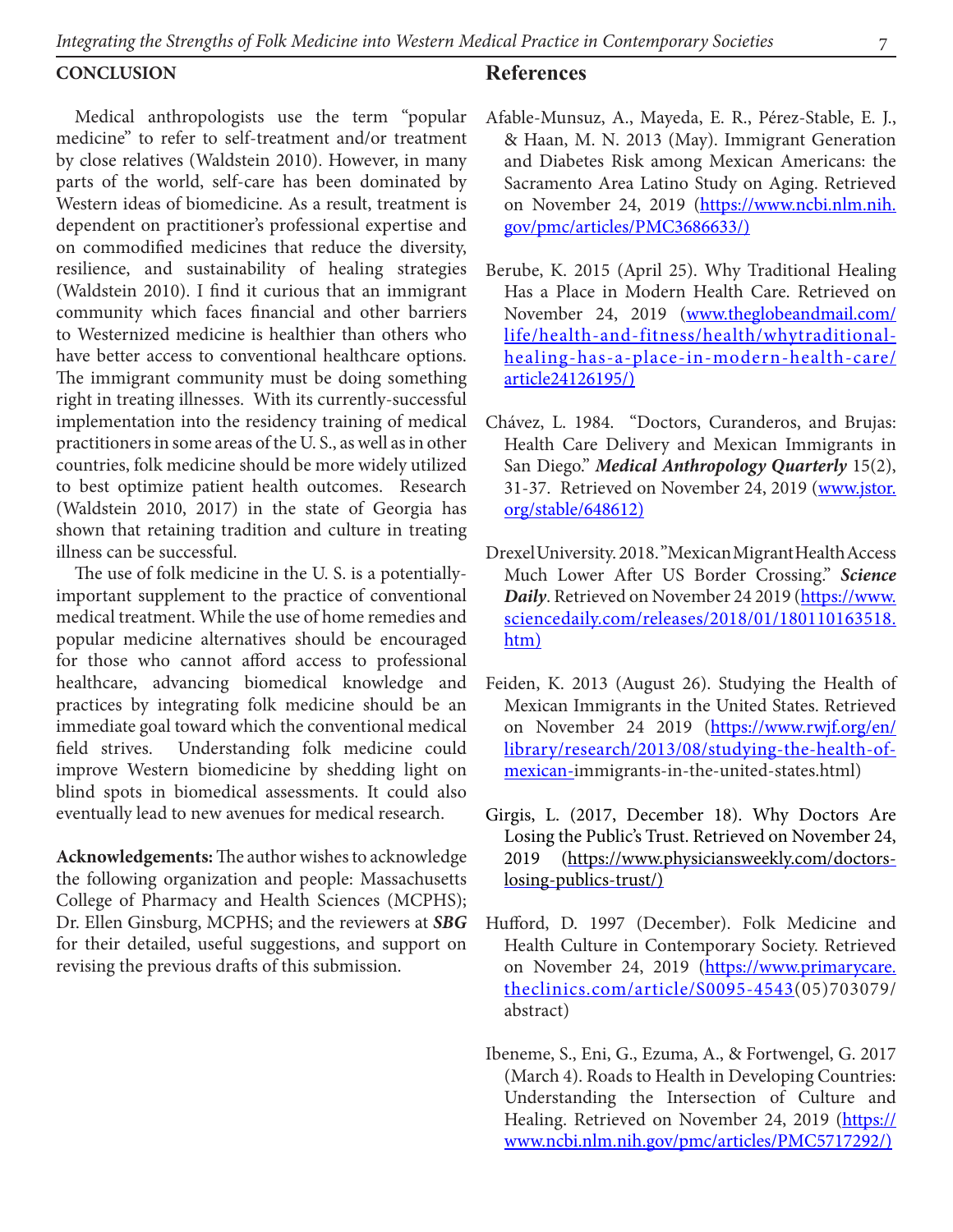## CONCLUSION

Medical anthropologists use the term "popular medicine" to refer to self-treatment and/or treatment by close relatives (Waldstein 2010). However, in many parts of the world, self-care has been dominated by Western ideas of biomedicine. As a result, treatment is dependent on practitioner's professional expertise and on commodified medicines that reduce the diversity, resilience, and sustainability of healing strategies (Waldstein 2010). I find it curious that an immigrant community which faces financial and other barriers to Westernized medicine is healthier than others who have better access to conventional healthcare options. The immigrant community must be doing something right in treating illnesses. With its currently-successful implementation into the residency training of medical practitioners in some areas of the U. S., as well as in other countries, folk medicine should be more widely utilized to best optimize patient health outcomes. Research (Waldstein 2010, 2017) in the state of Georgia has shown that retaining tradition and culture in treating illness can be successful.

The use of folk medicine in the U. S. is a potentially-important supplement to the practice of conventional medical treatment. While the use of home remedies and popular medicine alternatives should be encouraged for those who cannot afford access to professional healthcare, advancing biomedical knowledge and practices by integrating folk medicine should be an immediate goal toward which the conventional medical field strives. Understanding folk medicine could improve Western biomedicine by shedding light on blind spots in biomedical assessments. It could also eventually lead to new avenues for medical research.

**Acknowledgements:** The author wishes to acknowledge the following organization and people: Massachusetts College of Pharmacy and Health Sciences (MCPHS); Dr. Ellen Ginsburg, MCPHS; and the reviewers at ***SBG*** for their detailed, useful suggestions, and support on revising the previous drafts of this submission.

## References

Afable-Munsuz, A., Mayeda, E. R., Pérez-Stable, E. J., & Haan, M. N. 2013 (May). Immigrant Generation and Diabetes Risk among Mexican Americans: the Sacramento Area Latino Study on Aging. Retrieved on November 24, 2019 (https://www.ncbi.nlm.nih.gov/pmc/articles/PMC3686633/)

Berube, K. 2015 (April 25). Why Traditional Healing Has a Place in Modern Health Care. Retrieved on November 24, 2019 (www.theglobeandmail.com/life/health-and-fitness/health/whytraditional-healing-has-a-place-in-modern-health-care/article24126195/)

Chávez, L. 1984. "Doctors, Curanderos, and Brujas: Health Care Delivery and Mexican Immigrants in San Diego." ***Medical Anthropology Quarterly*** 15(2), 31-37. Retrieved on November 24, 2019 (www.jstor.org/stable/648612)

Drexel University. 2018. "Mexican Migrant Health Access Much Lower After US Border Crossing." ***Science Daily***. Retrieved on November 24 2019 (https://www.sciencedaily.com/releases/2018/01/180110163518.htm)

Feiden, K. 2013 (August 26). Studying the Health of Mexican Immigrants in the United States. Retrieved on November 24 2019 (https://www.rwjf.org/en/library/research/2013/08/studying-the-health-of-mexican-immigrants-in-the-united-states.html)

Girgis, L. (2017, December 18). Why Doctors Are Losing the Public's Trust. Retrieved on November 24, 2019 (https://www.physiciansweekly.com/doctors-losing-publics-trust/)

Hufford, D. 1997 (December). Folk Medicine and Health Culture in Contemporary Society. Retrieved on November 24, 2019 (https://www.primarycare.theclinics.com/article/S0095-4543(05)703079/abstract)

Ibeneme, S., Eni, G., Ezuma, A., & Fortwengel, G. 2017 (March 4). Roads to Health in Developing Countries: Understanding the Intersection of Culture and Healing. Retrieved on November 24, 2019 (https://www.ncbi.nlm.nih.gov/pmc/articles/PMC5717292/)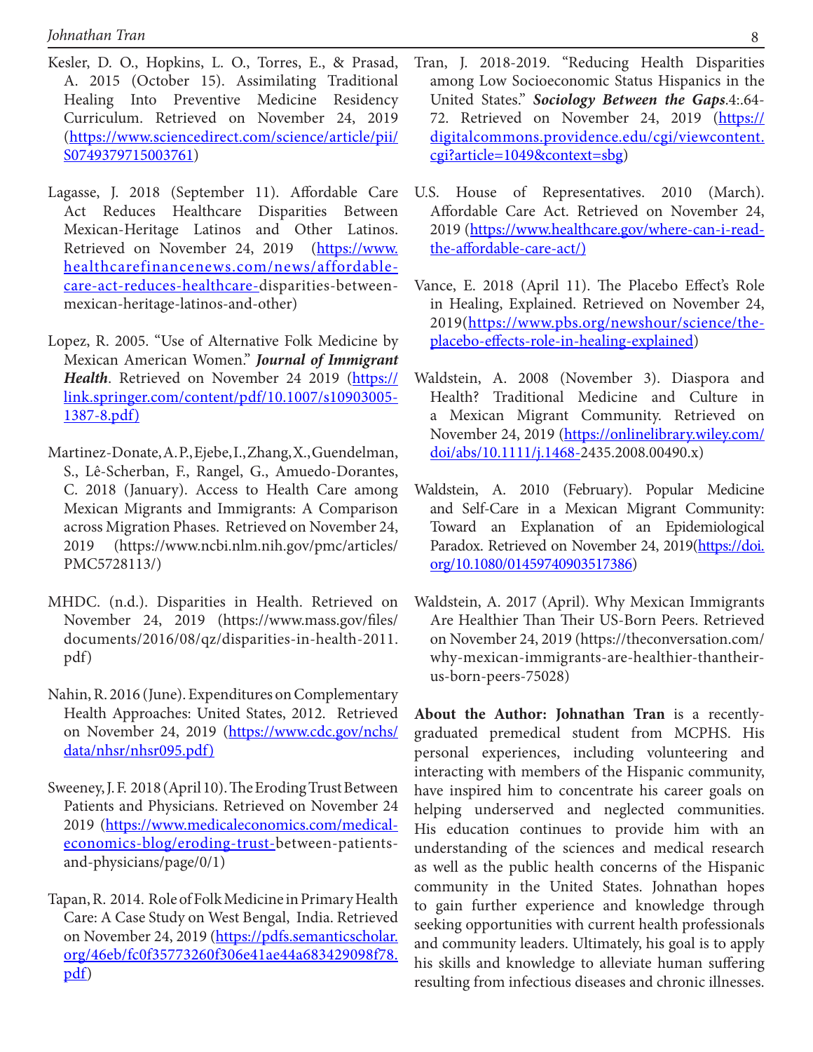Kesler, D. O., Hopkins, L. O., Torres, E., & Prasad, A. 2015 (October 15). Assimilating Traditional Healing Into Preventive Medicine Residency Curriculum. Retrieved on November 24, 2019 (https://www.sciencedirect.com/science/article/pii/S0749379715003761)

Lagasse, J. 2018 (September 11). Affordable Care Act Reduces Healthcare Disparities Between Mexican-Heritage Latinos and Other Latinos. Retrieved on November 24, 2019 (https://www.healthcarefinancenews.com/news/affordable-care-act-reduces-healthcare-disparities-between-mexican-heritage-latinos-and-other)

Lopez, R. 2005. "Use of Alternative Folk Medicine by Mexican American Women." ***Journal of Immigrant Health***. Retrieved on November 24 2019 (https://link.springer.com/content/pdf/10.1007/s10903005-1387-8.pdf)

Martinez-Donate, A. P., Ejebe, I., Zhang, X., Guendelman, S., Lê-Scherban, F., Rangel, G., Amuedo-Dorantes, C. 2018 (January). Access to Health Care among Mexican Migrants and Immigrants: A Comparison across Migration Phases. Retrieved on November 24, 2019 (https://www.ncbi.nlm.nih.gov/pmc/articles/PMC5728113/)

MHDC. (n.d.). Disparities in Health. Retrieved on November 24, 2019 (https://www.mass.gov/files/documents/2016/08/qz/disparities-in-health-2011.pdf)

Nahin, R. 2016 (June). Expenditures on Complementary Health Approaches: United States, 2012. Retrieved on November 24, 2019 (https://www.cdc.gov/nchs/data/nhsr/nhsr095.pdf)

Sweeney, J. F. 2018 (April 10). The Eroding Trust Between Patients and Physicians. Retrieved on November 24 2019 (https://www.medicaleconomics.com/medical-economics-blog/eroding-trust-between-patients-and-physicians/page/0/1)

Tapan, R. 2014. Role of Folk Medicine in Primary Health Care: A Case Study on West Bengal, India. Retrieved on November 24, 2019 (https://pdfs.semanticscholar.org/46eb/fc0f35773260f306e41ae44a683429098f78.pdf)

Tran, J. 2018-2019. "Reducing Health Disparities among Low Socioeconomic Status Hispanics in the United States." ***Sociology Between the Gaps***.4:.64-72. Retrieved on November 24, 2019 (https://digitalcommons.providence.edu/cgi/viewcontent.cgi?article=1049&context=sbg)

U.S. House of Representatives. 2010 (March). Affordable Care Act. Retrieved on November 24, 2019 (https://www.healthcare.gov/where-can-i-read-the-affordable-care-act/)

Vance, E. 2018 (April 11). The Placebo Effect's Role in Healing, Explained. Retrieved on November 24, 2019(https://www.pbs.org/newshour/science/the-placebo-effects-role-in-healing-explained)

Waldstein, A. 2008 (November 3). Diaspora and Health? Traditional Medicine and Culture in a Mexican Migrant Community. Retrieved on November 24, 2019 (https://onlinelibrary.wiley.com/doi/abs/10.1111/j.1468-2435.2008.00490.x)

Waldstein, A. 2010 (February). Popular Medicine and Self-Care in a Mexican Migrant Community: Toward an Explanation of an Epidemiological Paradox. Retrieved on November 24, 2019(https://doi.org/10.1080/01459740903517386)

Waldstein, A. 2017 (April). Why Mexican Immigrants Are Healthier Than Their US-Born Peers. Retrieved on November 24, 2019 (https://theconversation.com/why-mexican-immigrants-are-healthier-thantheir-us-born-peers-75028)

**About the Author: Johnathan Tran** is a recently-graduated premedical student from MCPHS. His personal experiences, including volunteering and interacting with members of the Hispanic community, have inspired him to concentrate his career goals on helping underserved and neglected communities. His education continues to provide him with an understanding of the sciences and medical research as well as the public health concerns of the Hispanic community in the United States. Johnathan hopes to gain further experience and knowledge through seeking opportunities with current health professionals and community leaders. Ultimately, his goal is to apply his skills and knowledge to alleviate human suffering resulting from infectious diseases and chronic illnesses.